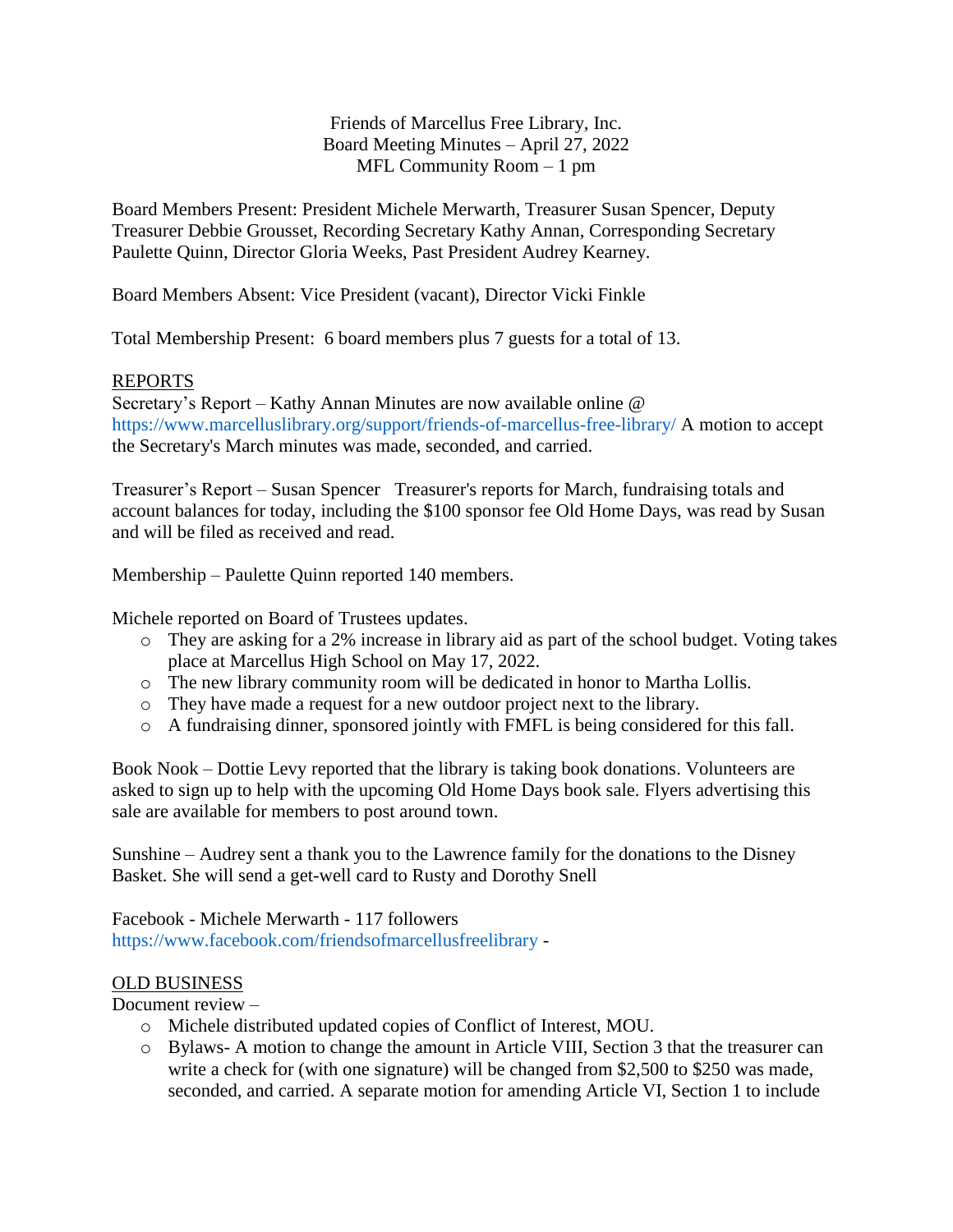Friends of Marcellus Free Library, Inc.
Board Meeting Minutes – April 27, 2022
MFL Community Room – 1 pm

Board Members Present: President Michele Merwarth, Treasurer Susan Spencer, Deputy Treasurer Debbie Grousset, Recording Secretary Kathy Annan, Corresponding Secretary Paulette Quinn, Director Gloria Weeks, Past President Audrey Kearney.

Board Members Absent: Vice President (vacant), Director Vicki Finkle

Total Membership Present: 6 board members plus 7 guests for a total of 13.

## REPORTS

Secretary's Report – Kathy Annan Minutes are now available online @ https://www.marcelluslibrary.org/support/friends-of-marcellus-free-library/ A motion to accept the Secretary's March minutes was made, seconded, and carried.

Treasurer's Report – Susan Spencer Treasurer's reports for March, fundraising totals and account balances for today, including the $100 sponsor fee Old Home Days, was read by Susan and will be filed as received and read.

Membership – Paulette Quinn reported 140 members.

Michele reported on Board of Trustees updates.

- They are asking for a 2% increase in library aid as part of the school budget. Voting takes place at Marcellus High School on May 17, 2022.
- The new library community room will be dedicated in honor to Martha Lollis.
- They have made a request for a new outdoor project next to the library.
- A fundraising dinner, sponsored jointly with FMFL is being considered for this fall.

Book Nook – Dottie Levy reported that the library is taking book donations. Volunteers are asked to sign up to help with the upcoming Old Home Days book sale. Flyers advertising this sale are available for members to post around town.

Sunshine – Audrey sent a thank you to the Lawrence family for the donations to the Disney Basket. She will send a get-well card to Rusty and Dorothy Snell

Facebook - Michele Merwarth - 117 followers
https://www.facebook.com/friendsofmarcellusfreelibrary -

## OLD BUSINESS

Document review –

- Michele distributed updated copies of Conflict of Interest, MOU.
- Bylaws- A motion to change the amount in Article VIII, Section 3 that the treasurer can write a check for (with one signature) will be changed from $2,500 to $250 was made, seconded, and carried. A separate motion for amending Article VI, Section 1 to include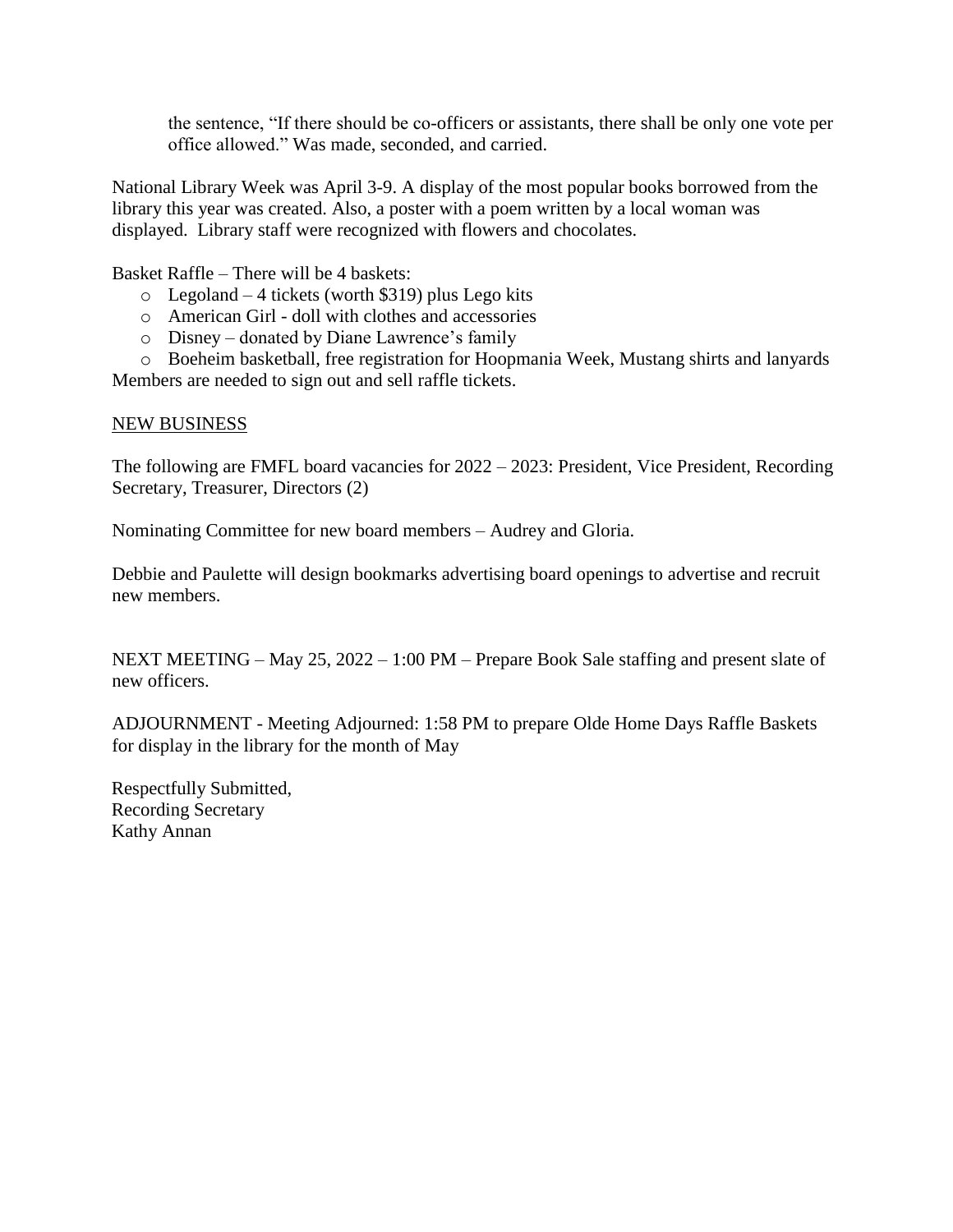the sentence, “If there should be co-officers or assistants, there shall be only one vote per office allowed.” Was made, seconded, and carried.

National Library Week was April 3-9. A display of the most popular books borrowed from the library this year was created. Also, a poster with a poem written by a local woman was displayed. Library staff were recognized with flowers and chocolates.

Basket Raffle – There will be 4 baskets:

- Legoland – 4 tickets (worth $319) plus Lego kits
- American Girl - doll with clothes and accessories
- Disney – donated by Diane Lawrence’s family
- Boeheim basketball, free registration for Hoopmania Week, Mustang shirts and lanyards

Members are needed to sign out and sell raffle tickets.

NEW BUSINESS

The following are FMFL board vacancies for 2022 – 2023: President, Vice President, Recording Secretary, Treasurer, Directors (2)

Nominating Committee for new board members – Audrey and Gloria.

Debbie and Paulette will design bookmarks advertising board openings to advertise and recruit new members.

NEXT MEETING – May 25, 2022 – 1:00 PM – Prepare Book Sale staffing and present slate of new officers.

ADJOURNMENT - Meeting Adjourned: 1:58 PM to prepare Olde Home Days Raffle Baskets for display in the library for the month of May

Respectfully Submitted,
Recording Secretary
Kathy Annan